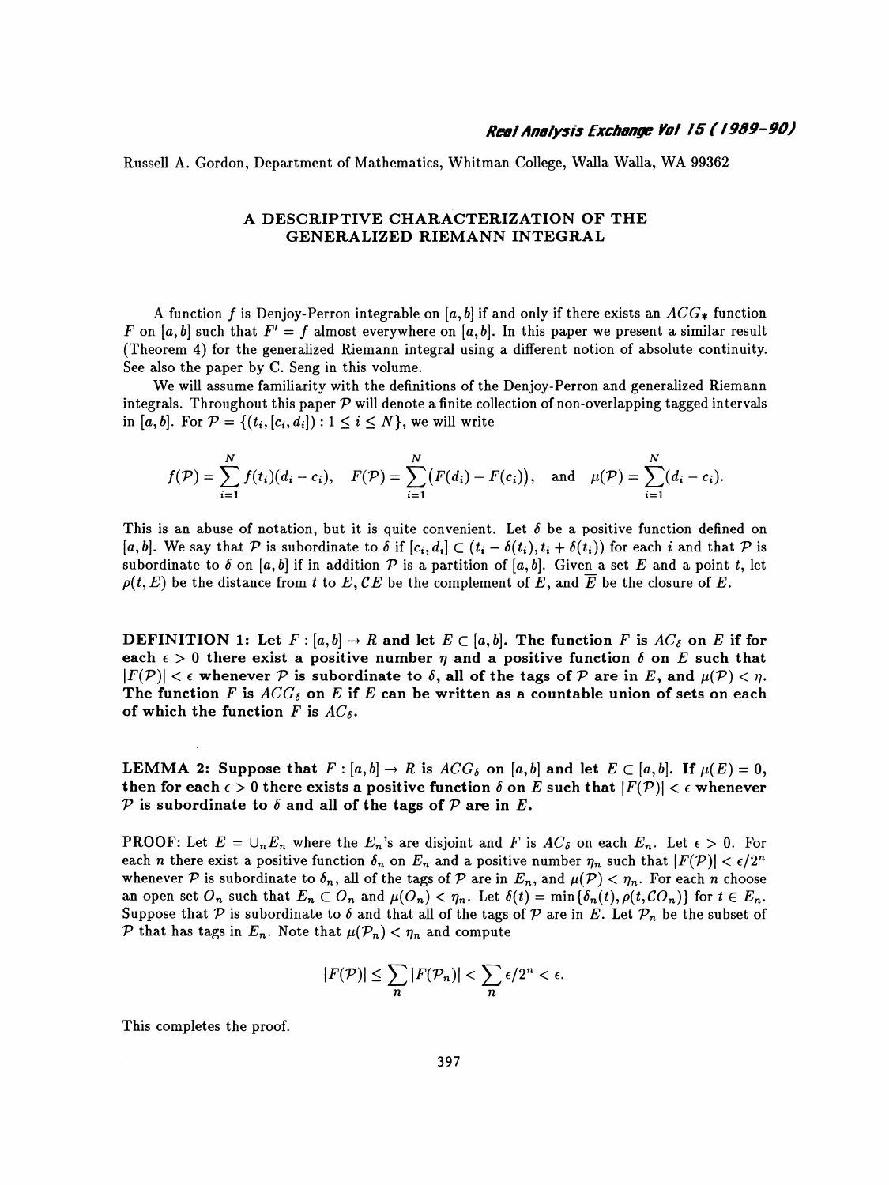Russell A. Gordon, Department of Mathematics, Whitman College, Walla Walla, WA 99362

# A DESCRIPTIVE CHARACTERIZATION OF THE GENERALIZED RIEMANN INTEGRAL

A function $f$ is Denjoy-Perron integrable on $[a,b]$ if and only if there exists an $ACG_*$ function $F$ on $[a,b]$ such that $F' = f$ almost everywhere on $[a,b]$. In this paper we present a similar result (Theorem 4) for the generalized Riemann integral using a different notion of absolute continuity. See also the paper by C. Seng in this volume.

We will assume familiarity with the definitions of the Denjoy-Perron and generalized Riemann integrals. Throughout this paper $\mathcal{P}$ will denote a finite collection of non-overlapping tagged intervals in $[a,b]$. For $\mathcal{P} = \{(t_i, [c_i, d_i]) : 1 \le i \le N\}$, we will write

$$f(\mathcal{P}) = \sum_{i=1}^{N} f(t_i)(d_i - c_i), \quad F(\mathcal{P}) = \sum_{i=1}^{N} \big(F(d_i) - F(c_i)\big), \quad \text{and} \quad \mu(\mathcal{P}) = \sum_{i=1}^{N} (d_i - c_i).$$

This is an abuse of notation, but it is quite convenient. Let $\delta$ be a positive function defined on $[a,b]$. We say that $\mathcal{P}$ is subordinate to $\delta$ if $[c_i, d_i] \subset (t_i - \delta(t_i), t_i + \delta(t_i))$ for each $i$ and that $\mathcal{P}$ is subordinate to $\delta$ on $[a,b]$ if in addition $\mathcal{P}$ is a partition of $[a,b]$. Given a set $E$ and a point $t$, let $\rho(t, E)$ be the distance from $t$ to $E$, $\mathcal{C}E$ be the complement of $E$, and $\overline{E}$ be the closure of $E$.

**DEFINITION 1: Let $F : [a,b] \to R$ and let $E \subset [a,b]$. The function $F$ is $AC_\delta$ on $E$ if for each $\epsilon > 0$ there exist a positive number $\eta$ and a positive function $\delta$ on $E$ such that $|F(\mathcal{P})| < \epsilon$ whenever $\mathcal{P}$ is subordinate to $\delta$, all of the tags of $\mathcal{P}$ are in $E$, and $\mu(\mathcal{P}) < \eta$. The function $F$ is $ACG_\delta$ on $E$ if $E$ can be written as a countable union of sets on each of which the function $F$ is $AC_\delta$.**

**LEMMA 2: Suppose that $F : [a,b] \to R$ is $ACG_\delta$ on $[a,b]$ and let $E \subset [a,b]$. If $\mu(E) = 0$, then for each $\epsilon > 0$ there exists a positive function $\delta$ on $E$ such that $|F(\mathcal{P})| < \epsilon$ whenever $\mathcal{P}$ is subordinate to $\delta$ and all of the tags of $\mathcal{P}$ are in $E$.**

PROOF: Let $E = \cup_n E_n$ where the $E_n$'s are disjoint and $F$ is $AC_\delta$ on each $E_n$. Let $\epsilon > 0$. For each $n$ there exist a positive function $\delta_n$ on $E_n$ and a positive number $\eta_n$ such that $|F(\mathcal{P})| < \epsilon/2^n$ whenever $\mathcal{P}$ is subordinate to $\delta_n$, all of the tags of $\mathcal{P}$ are in $E_n$, and $\mu(\mathcal{P}) < \eta_n$. For each $n$ choose an open set $O_n$ such that $E_n \subset O_n$ and $\mu(O_n) < \eta_n$. Let $\delta(t) = \min\{\delta_n(t), \rho(t, \mathcal{C}O_n)\}$ for $t \in E_n$. Suppose that $\mathcal{P}$ is subordinate to $\delta$ and that all of the tags of $\mathcal{P}$ are in $E$. Let $\mathcal{P}_n$ be the subset of $\mathcal{P}$ that has tags in $E_n$. Note that $\mu(\mathcal{P}_n) < \eta_n$ and compute

$$|F(\mathcal{P})| \le \sum_n |F(\mathcal{P}_n)| < \sum_n \epsilon/2^n < \epsilon.$$

This completes the proof.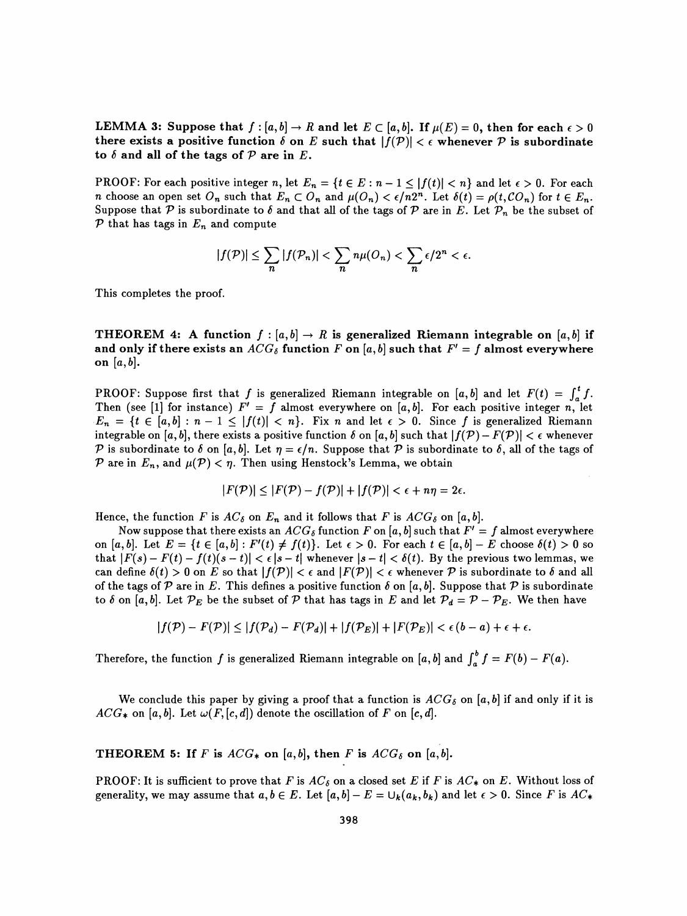**LEMMA 3: Suppose that $f : [a,b] \to R$ and let $E \subset [a,b]$. If $\mu(E) = 0$, then for each $\epsilon > 0$ there exists a positive function $\delta$ on $E$ such that $|f(\mathcal{P})| < \epsilon$ whenever $\mathcal{P}$ is subordinate to $\delta$ and all of the tags of $\mathcal{P}$ are in $E$.**

PROOF: For each positive integer $n$, let $E_n = \{t \in E : n-1 \le |f(t)| < n\}$ and let $\epsilon > 0$. For each $n$ choose an open set $O_n$ such that $E_n \subset O_n$ and $\mu(O_n) < \epsilon/n2^n$. Let $\delta(t) = \rho(t, CO_n)$ for $t \in E_n$. Suppose that $\mathcal{P}$ is subordinate to $\delta$ and that all of the tags of $\mathcal{P}$ are in $E$. Let $\mathcal{P}_n$ be the subset of $\mathcal{P}$ that has tags in $E_n$ and compute

$$|f(\mathcal{P})| \le \sum_n |f(\mathcal{P}_n)| < \sum_n n\mu(O_n) < \sum_n \epsilon/2^n < \epsilon.$$

This completes the proof.

**THEOREM 4: A function $f : [a,b] \to R$ is generalized Riemann integrable on $[a,b]$ if and only if there exists an $ACG_\delta$ function $F$ on $[a,b]$ such that $F' = f$ almost everywhere on $[a,b]$.**

PROOF: Suppose first that $f$ is generalized Riemann integrable on $[a,b]$ and let $F(t) = \int_a^t f$. Then (see [1] for instance) $F' = f$ almost everywhere on $[a,b]$. For each positive integer $n$, let $E_n = \{t \in [a,b] : n-1 \le |f(t)| < n\}$. Fix $n$ and let $\epsilon > 0$. Since $f$ is generalized Riemann integrable on $[a,b]$, there exists a positive function $\delta$ on $[a,b]$ such that $|f(\mathcal{P}) - F(\mathcal{P})| < \epsilon$ whenever $\mathcal{P}$ is subordinate to $\delta$ on $[a,b]$. Let $\eta = \epsilon/n$. Suppose that $\mathcal{P}$ is subordinate to $\delta$, all of the tags of $\mathcal{P}$ are in $E_n$, and $\mu(\mathcal{P}) < \eta$. Then using Henstock's Lemma, we obtain

$$|F(\mathcal{P})| \le |F(\mathcal{P}) - f(\mathcal{P})| + |f(\mathcal{P})| < \epsilon + n\eta = 2\epsilon.$$

Hence, the function $F$ is $AC_\delta$ on $E_n$ and it follows that $F$ is $ACG_\delta$ on $[a,b]$.

Now suppose that there exists an $ACG_\delta$ function $F$ on $[a,b]$ such that $F' = f$ almost everywhere on $[a,b]$. Let $E = \{t \in [a,b] : F'(t) \ne f(t)\}$. Let $\epsilon > 0$. For each $t \in [a,b] - E$ choose $\delta(t) > 0$ so that $|F(s) - F(t) - f(t)(s-t)| < \epsilon |s-t|$ whenever $|s-t| < \delta(t)$. By the previous two lemmas, we can define $\delta(t) > 0$ on $E$ so that $|f(\mathcal{P})| < \epsilon$ and $|F(\mathcal{P})| < \epsilon$ whenever $\mathcal{P}$ is subordinate to $\delta$ and all of the tags of $\mathcal{P}$ are in $E$. This defines a positive function $\delta$ on $[a,b]$. Suppose that $\mathcal{P}$ is subordinate to $\delta$ on $[a,b]$. Let $\mathcal{P}_E$ be the subset of $\mathcal{P}$ that has tags in $E$ and let $\mathcal{P}_d = \mathcal{P} - \mathcal{P}_E$. We then have

$$|f(\mathcal{P}) - F(\mathcal{P})| \le |f(\mathcal{P}_d) - F(\mathcal{P}_d)| + |f(\mathcal{P}_E)| + |F(\mathcal{P}_E)| < \epsilon(b-a) + \epsilon + \epsilon.$$

Therefore, the function $f$ is generalized Riemann integrable on $[a,b]$ and $\int_a^b f = F(b) - F(a)$.

We conclude this paper by giving a proof that a function is $ACG_\delta$ on $[a,b]$ if and only if it is $ACG_*$ on $[a,b]$. Let $\omega(F, [c,d])$ denote the oscillation of $F$ on $[c,d]$.

**THEOREM 5: If $F$ is $ACG_*$ on $[a,b]$, then $F$ is $ACG_\delta$ on $[a,b]$.**

PROOF: It is sufficient to prove that $F$ is $AC_\delta$ on a closed set $E$ if $F$ is $AC_*$ on $E$. Without loss of generality, we may assume that $a, b \in E$. Let $[a,b] - E = \cup_k (a_k, b_k)$ and let $\epsilon > 0$. Since $F$ is $AC_*$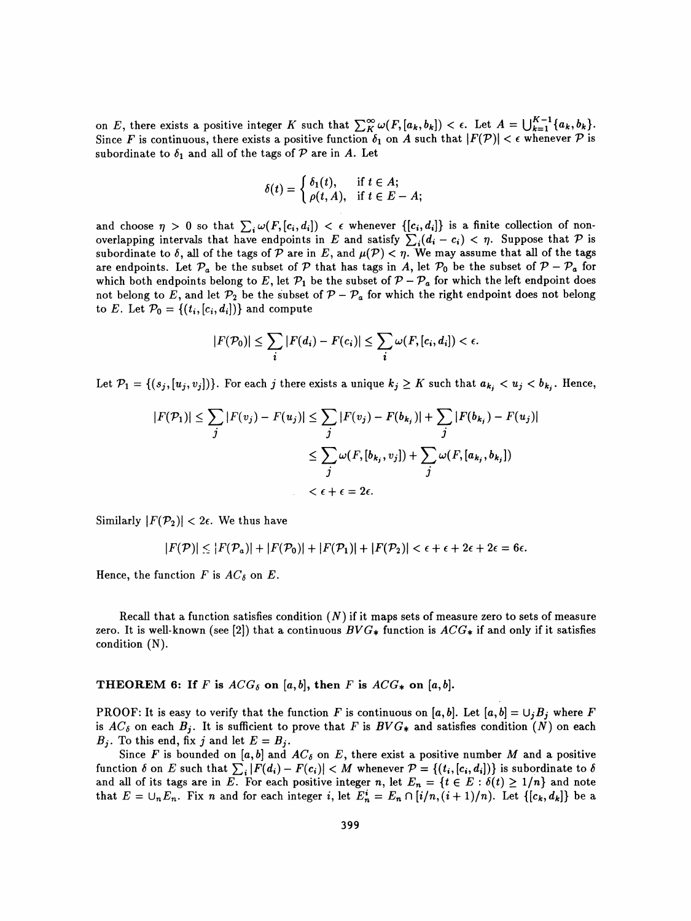on $E$, there exists a positive integer $K$ such that $\sum_K^{\infty} \omega(F, [a_k, b_k]) < \epsilon$. Let $A = \bigcup_{k=1}^{K-1} \{a_k, b_k\}$. Since $F$ is continuous, there exists a positive function $\delta_1$ on $A$ such that $|F(\mathcal{P})| < \epsilon$ whenever $\mathcal{P}$ is subordinate to $\delta_1$ and all of the tags of $\mathcal{P}$ are in $A$. Let

$$\delta(t) = \begin{cases} \delta_1(t), & \text{if } t \in A; \\ \rho(t, A), & \text{if } t \in E - A; \end{cases}$$

and choose $\eta > 0$ so that $\sum_i \omega(F, [c_i, d_i]) < \epsilon$ whenever $\{[c_i, d_i]\}$ is a finite collection of non-overlapping intervals that have endpoints in $E$ and satisfy $\sum_i (d_i - c_i) < \eta$. Suppose that $\mathcal{P}$ is subordinate to $\delta$, all of the tags of $\mathcal{P}$ are in $E$, and $\mu(\mathcal{P}) < \eta$. We may assume that all of the tags are endpoints. Let $\mathcal{P}_a$ be the subset of $\mathcal{P}$ that has tags in $A$, let $\mathcal{P}_0$ be the subset of $\mathcal{P} - \mathcal{P}_a$ for which both endpoints belong to $E$, let $\mathcal{P}_1$ be the subset of $\mathcal{P} - \mathcal{P}_a$ for which the left endpoint does not belong to $E$, and let $\mathcal{P}_2$ be the subset of $\mathcal{P} - \mathcal{P}_a$ for which the right endpoint does not belong to $E$. Let $\mathcal{P}_0 = \{(t_i, [c_i, d_i])\}$ and compute

$$|F(\mathcal{P}_0)| \le \sum_i |F(d_i) - F(c_i)| \le \sum_i \omega(F, [c_i, d_i]) < \epsilon.$$

Let $\mathcal{P}_1 = \{(s_j, [u_j, v_j])\}$. For each $j$ there exists a unique $k_j \ge K$ such that $a_{k_j} < u_j < b_{k_j}$. Hence,

$$\begin{aligned} |F(\mathcal{P}_1)| \le \sum_j |F(v_j) - F(u_j)| &\le \sum_j |F(v_j) - F(b_{k_j})| + \sum_j |F(b_{k_j}) - F(u_j)| \\ &\le \sum_j \omega(F, [b_{k_j}, v_j]) + \sum_j \omega(F, [a_{k_j}, b_{k_j}]) \\ &< \epsilon + \epsilon = 2\epsilon. \end{aligned}$$

Similarly $|F(\mathcal{P}_2)| < 2\epsilon$. We thus have

$$|F(\mathcal{P})| \le |F(\mathcal{P}_a)| + |F(\mathcal{P}_0)| + |F(\mathcal{P}_1)| + |F(\mathcal{P}_2)| < \epsilon + \epsilon + 2\epsilon + 2\epsilon = 6\epsilon.$$

Hence, the function $F$ is $AC_\delta$ on $E$.

Recall that a function satisfies condition $(N)$ if it maps sets of measure zero to sets of measure zero. It is well-known (see [2]) that a continuous $BVG_*$ function is $ACG_*$ if and only if it satisfies condition (N).

**THEOREM 6: If $F$ is $ACG_\delta$ on $[a, b]$, then $F$ is $ACG_*$ on $[a, b]$.**

PROOF: It is easy to verify that the function $F$ is continuous on $[a, b]$. Let $[a, b] = \cup_j B_j$ where $F$ is $AC_\delta$ on each $B_j$. It is sufficient to prove that $F$ is $BVG_*$ and satisfies condition $(N)$ on each $B_j$. To this end, fix $j$ and let $E = B_j$.

Since $F$ is bounded on $[a, b]$ and $AC_\delta$ on $E$, there exist a positive number $M$ and a positive function $\delta$ on $E$ such that $\sum_i |F(d_i) - F(c_i)| < M$ whenever $\mathcal{P} = \{(t_i, [c_i, d_i])\}$ is subordinate to $\delta$ and all of its tags are in $E$. For each positive integer $n$, let $E_n = \{t \in E : \delta(t) \ge 1/n\}$ and note that $E = \cup_n E_n$. Fix $n$ and for each integer $i$, let $E_n^i = E_n \cap [i/n, (i+1)/n)$. Let $\{[c_k, d_k]\}$ be a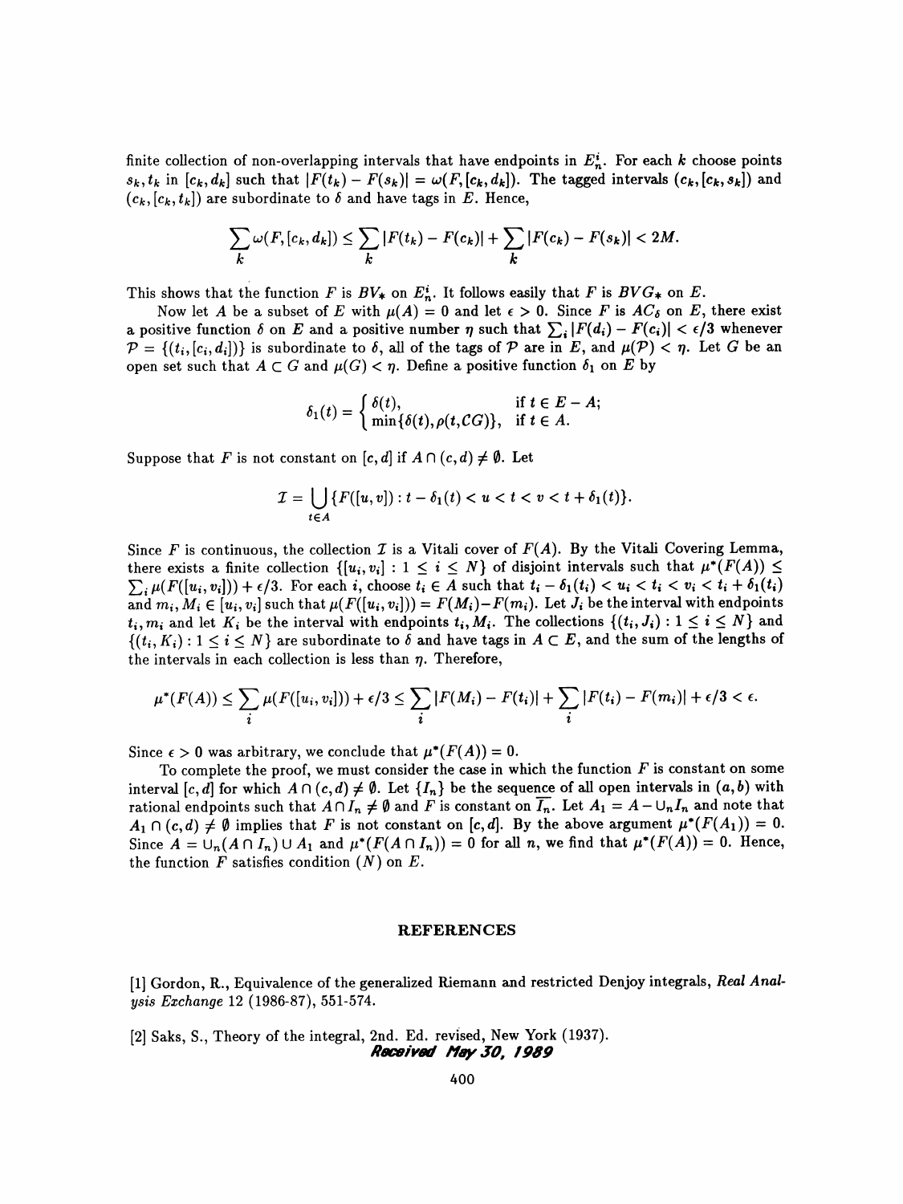finite collection of non-overlapping intervals that have endpoints in $E_n^i$. For each $k$ choose points $s_k, t_k$ in $[c_k, d_k]$ such that $|F(t_k) - F(s_k)| = \omega(F, [c_k, d_k])$. The tagged intervals $(c_k, [c_k, s_k])$ and $(c_k, [c_k, t_k])$ are subordinate to $\delta$ and have tags in $E$. Hence,

$$\sum_k \omega(F, [c_k, d_k]) \leq \sum_k |F(t_k) - F(c_k)| + \sum_k |F(c_k) - F(s_k)| < 2M.$$

This shows that the function $F$ is $BV_*$ on $E_n^i$. It follows easily that $F$ is $BVG_*$ on $E$.

Now let $A$ be a subset of $E$ with $\mu(A) = 0$ and let $\epsilon > 0$. Since $F$ is $AC_\delta$ on $E$, there exist a positive function $\delta$ on $E$ and a positive number $\eta$ such that $\sum_i |F(d_i) - F(c_i)| < \epsilon/3$ whenever $\mathcal{P} = \{(t_i, [c_i, d_i])\}$ is subordinate to $\delta$, all of the tags of $\mathcal{P}$ are in $E$, and $\mu(\mathcal{P}) < \eta$. Let $G$ be an open set such that $A \subset G$ and $\mu(G) < \eta$. Define a positive function $\delta_1$ on $E$ by

$$\delta_1(t) = \begin{cases} \delta(t), & \text{if } t \in E - A; \\ \min\{\delta(t), \rho(t, \mathcal{C}G)\}, & \text{if } t \in A. \end{cases}$$

Suppose that $F$ is not constant on $[c, d]$ if $A \cap (c, d) \neq \emptyset$. Let

$$\mathcal{I} = \bigcup_{t \in A} \{F([u, v]) : t - \delta_1(t) < u < t < v < t + \delta_1(t)\}.$$

Since $F$ is continuous, the collection $\mathcal{I}$ is a Vitali cover of $F(A)$. By the Vitali Covering Lemma, there exists a finite collection $\{[u_i, v_i] : 1 \leq i \leq N\}$ of disjoint intervals such that $\mu^*(F(A)) \leq \sum_i \mu(F([u_i, v_i])) + \epsilon/3$. For each $i$, choose $t_i \in A$ such that $t_i - \delta_1(t_i) < u_i < t_i < v_i < t_i + \delta_1(t_i)$ and $m_i, M_i \in [u_i, v_i]$ such that $\mu(F([u_i, v_i])) = F(M_i) - F(m_i)$. Let $J_i$ be the interval with endpoints $t_i, m_i$ and let $K_i$ be the interval with endpoints $t_i, M_i$. The collections $\{(t_i, J_i) : 1 \leq i \leq N\}$ and $\{(t_i, K_i) : 1 \leq i \leq N\}$ are subordinate to $\delta$ and have tags in $A \subset E$, and the sum of the lengths of the intervals in each collection is less than $\eta$. Therefore,

$$\mu^*(F(A)) \leq \sum_i \mu(F([u_i, v_i])) + \epsilon/3 \leq \sum_i |F(M_i) - F(t_i)| + \sum_i |F(t_i) - F(m_i)| + \epsilon/3 < \epsilon.$$

Since $\epsilon > 0$ was arbitrary, we conclude that $\mu^*(F(A)) = 0$.

To complete the proof, we must consider the case in which the function $F$ is constant on some interval $[c, d]$ for which $A \cap (c, d) \neq \emptyset$. Let $\{I_n\}$ be the sequence of all open intervals in $(a, b)$ with rational endpoints such that $A \cap I_n \neq \emptyset$ and $F$ is constant on $\overline{I_n}$. Let $A_1 = A - \cup_n I_n$ and note that $A_1 \cap (c, d) \neq \emptyset$ implies that $F$ is not constant on $[c, d]$. By the above argument $\mu^*(F(A_1)) = 0$. Since $A = \cup_n (A \cap I_n) \cup A_1$ and $\mu^*(F(A \cap I_n)) = 0$ for all $n$, we find that $\mu^*(F(A)) = 0$. Hence, the function $F$ satisfies condition $(N)$ on $E$.

## REFERENCES

[1] Gordon, R., Equivalence of the generalized Riemann and restricted Denjoy integrals, *Real Analysis Exchange* 12 (1986-87), 551-574.

[2] Saks, S., Theory of the integral, 2nd. Ed. revised, New York (1937).

***Received May 30, 1989***